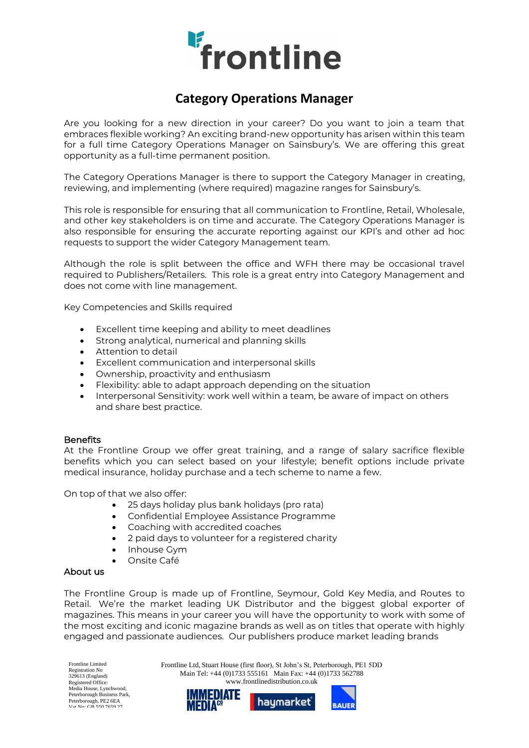# Category Operations Manager

Are you looking for a new direction in your career? Do you want to join a team that embraces flexible working? An exciting brand-new opportunity has arisen within this team for a full time Category Operations Manager on Sainsbury's. We are offering this great opportunity as a full-time permanent position.

The Category Operations Manager is there to support the Category Manager in creating, reviewing, and implementing (where required) magazine ranges for Sainsbury's.

This role is responsible for ensuring that all communication to Frontline, Retail, Wholesale, and other key stakeholders is on time and accurate. The Category Operations Manager is also responsible for ensuring the accurate reporting against our KPI's and other ad hoc requests to support the wider Category Management team.

Although the role is split between the office and WFH there may be occasional travel required to Publishers/Retailers. This role is a great entry into Category Management and does not come with line management.

Key Competencies and Skills required

- Excellent time keeping and ability to meet deadlines
- Strong analytical, numerical and planning skills
- Attention to detail
- Excellent communication and interpersonal skills
- Ownership, proactivity and enthusiasm
- Flexibility: able to adapt approach depending on the situation
- Interpersonal Sensitivity: work well within a team, be aware of impact on others and share best practice.

## Benefits

At the Frontline Group we offer great training, and a range of salary sacrifice flexible benefits which you can select based on your lifestyle; benefit options include private medical insurance, holiday purchase and a tech scheme to name a few.

On top of that we also offer:

- 25 days holiday plus bank holidays (pro rata)
- Confidential Employee Assistance Programme
- Coaching with accredited coaches
- 2 paid days to volunteer for a registered charity
- Inhouse Gym
- Onsite Café

## About us

The Frontline Group is made up of Frontline, Seymour, Gold Key Media, and Routes to Retail. We're the market leading UK Distributor and the biggest global exporter of magazines. This means in your career you will have the opportunity to work with some of the most exciting and iconic magazine brands as well as on titles that operate with highly engaged and passionate audiences. Our publishers produce market leading brands

Frontline Limited
Registration No
329613 (England)
Registered Office:
Media House, Lynchwood,
Peterborough Business Park,
Peterborough, PE2 6EA
Vat No: GB 550 7659 27

Frontline Ltd, Stuart House (first floor), St John's St, Peterborough, PE1 5DD
Main Tel: +44 (0)1733 555161 Main Fax: +44 (0)1733 562788
www.frontlinedistribution.co.uk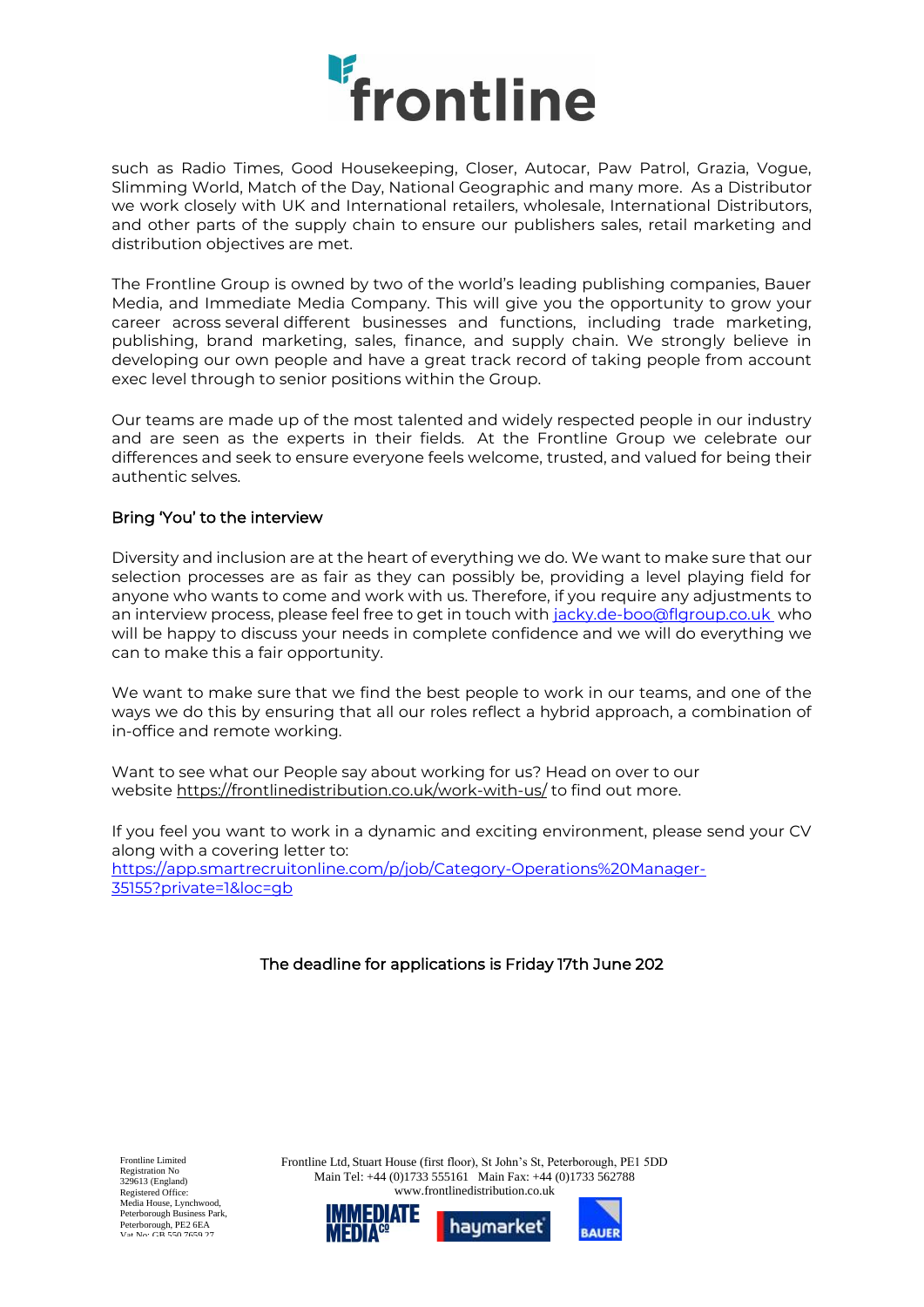such as Radio Times, Good Housekeeping, Closer, Autocar, Paw Patrol, Grazia, Vogue, Slimming World, Match of the Day, National Geographic and many more. As a Distributor we work closely with UK and International retailers, wholesale, International Distributors, and other parts of the supply chain to ensure our publishers sales, retail marketing and distribution objectives are met.

The Frontline Group is owned by two of the world's leading publishing companies, Bauer Media, and Immediate Media Company. This will give you the opportunity to grow your career across several different businesses and functions, including trade marketing, publishing, brand marketing, sales, finance, and supply chain. We strongly believe in developing our own people and have a great track record of taking people from account exec level through to senior positions within the Group.

Our teams are made up of the most talented and widely respected people in our industry and are seen as the experts in their fields. At the Frontline Group we celebrate our differences and seek to ensure everyone feels welcome, trusted, and valued for being their authentic selves.

### Bring 'You' to the interview

Diversity and inclusion are at the heart of everything we do. We want to make sure that our selection processes are as fair as they can possibly be, providing a level playing field for anyone who wants to come and work with us. Therefore, if you require any adjustments to an interview process, please feel free to get in touch with jacky.de-boo@flgroup.co.uk who will be happy to discuss your needs in complete confidence and we will do everything we can to make this a fair opportunity.

We want to make sure that we find the best people to work in our teams, and one of the ways we do this by ensuring that all our roles reflect a hybrid approach, a combination of in-office and remote working.

Want to see what our People say about working for us? Head on over to our website https://frontlinedistribution.co.uk/work-with-us/ to find out more.

If you feel you want to work in a dynamic and exciting environment, please send your CV along with a covering letter to:
https://app.smartrecruitonline.com/p/job/Category-Operations%20Manager-35155?private=1&loc=gb

**The deadline for applications is Friday 17th June 202**

Frontline Limited
Registration No
329613 (England)
Registered Office:
Media House, Lynchwood,
Peterborough Business Park,
Peterborough, PE2 6EA
Vat No: GB 550 7659 27

Frontline Ltd, Stuart House (first floor), St John's St, Peterborough, PE1 5DD
Main Tel: +44 (0)1733 555161 Main Fax: +44 (0)1733 562788
www.frontlinedistribution.co.uk